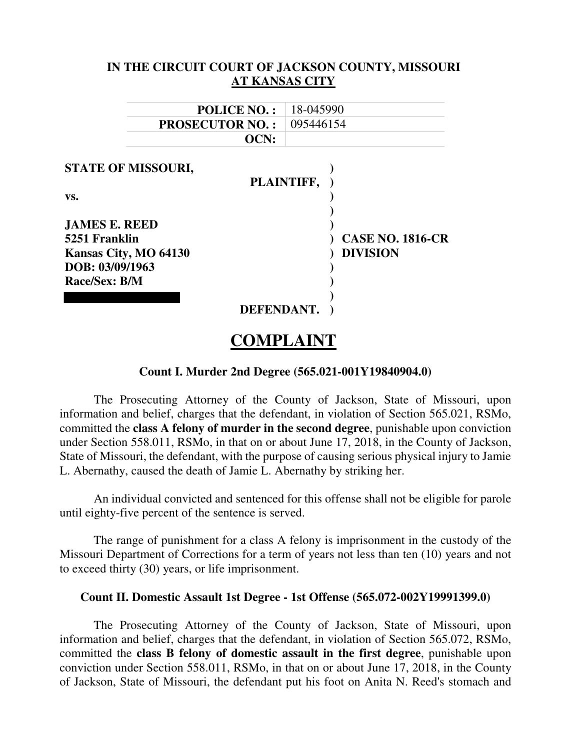**IN THE CIRCUIT COURT OF JACKSON COUNTY, MISSOURI**
**AT KANSAS CITY**

| | |
|---|---|
| **POLICE NO. :** | 18-045990 |
| **PROSECUTOR NO. :** | 095446154 |
| **OCN:** | |

**STATE OF MISSOURI,**
**PLAINTIFF,**

**vs.**

**JAMES E. REED**
**5251 Franklin**
**Kansas City, MO 64130**
**DOB: 03/09/1963**
**Race/Sex: B/M**

**DEFENDANT.**

**CASE NO. 1816-CR**
**DIVISION**

# COMPLAINT

### Count I. Murder 2nd Degree (565.021-001Y19840904.0)

The Prosecuting Attorney of the County of Jackson, State of Missouri, upon information and belief, charges that the defendant, in violation of Section 565.021, RSMo, committed the **class A felony of murder in the second degree**, punishable upon conviction under Section 558.011, RSMo, in that on or about June 17, 2018, in the County of Jackson, State of Missouri, the defendant, with the purpose of causing serious physical injury to Jamie L. Abernathy, caused the death of Jamie L. Abernathy by striking her.

An individual convicted and sentenced for this offense shall not be eligible for parole until eighty-five percent of the sentence is served.

The range of punishment for a class A felony is imprisonment in the custody of the Missouri Department of Corrections for a term of years not less than ten (10) years and not to exceed thirty (30) years, or life imprisonment.

### Count II. Domestic Assault 1st Degree - 1st Offense (565.072-002Y19991399.0)

The Prosecuting Attorney of the County of Jackson, State of Missouri, upon information and belief, charges that the defendant, in violation of Section 565.072, RSMo, committed the **class B felony of domestic assault in the first degree**, punishable upon conviction under Section 558.011, RSMo, in that on or about June 17, 2018, in the County of Jackson, State of Missouri, the defendant put his foot on Anita N. Reed's stomach and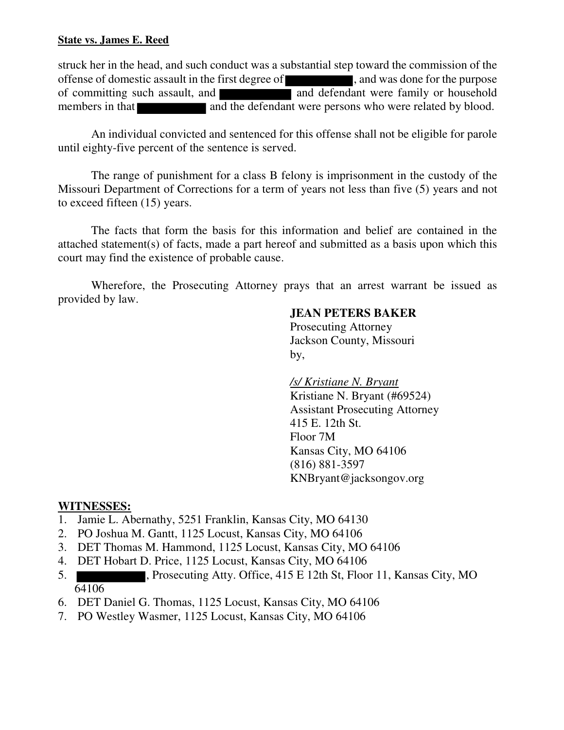**State vs. James E. Reed**

struck her in the head, and such conduct was a substantial step toward the commission of the offense of domestic assault in the first degree of [REDACTED], and was done for the purpose of committing such assault, and [REDACTED] and defendant were family or household members in that [REDACTED] and the defendant were persons who were related by blood.

An individual convicted and sentenced for this offense shall not be eligible for parole until eighty-five percent of the sentence is served.

The range of punishment for a class B felony is imprisonment in the custody of the Missouri Department of Corrections for a term of years not less than five (5) years and not to exceed fifteen (15) years.

The facts that form the basis for this information and belief are contained in the attached statement(s) of facts, made a part hereof and submitted as a basis upon which this court may find the existence of probable cause.

Wherefore, the Prosecuting Attorney prays that an arrest warrant be issued as provided by law.

**JEAN PETERS BAKER**
Prosecuting Attorney
Jackson County, Missouri
by,

*/s/ Kristiane N. Bryant*
Kristiane N. Bryant (#69524)
Assistant Prosecuting Attorney
415 E. 12th St.
Floor 7M
Kansas City, MO 64106
(816) 881-3597
KNBryant@jacksongov.org

**WITNESSES:**

1. Jamie L. Abernathy, 5251 Franklin, Kansas City, MO 64130
2. PO Joshua M. Gantt, 1125 Locust, Kansas City, MO 64106
3. DET Thomas M. Hammond, 1125 Locust, Kansas City, MO 64106
4. DET Hobart D. Price, 1125 Locust, Kansas City, MO 64106
5. [REDACTED], Prosecuting Atty. Office, 415 E 12th St, Floor 11, Kansas City, MO 64106
6. DET Daniel G. Thomas, 1125 Locust, Kansas City, MO 64106
7. PO Westley Wasmer, 1125 Locust, Kansas City, MO 64106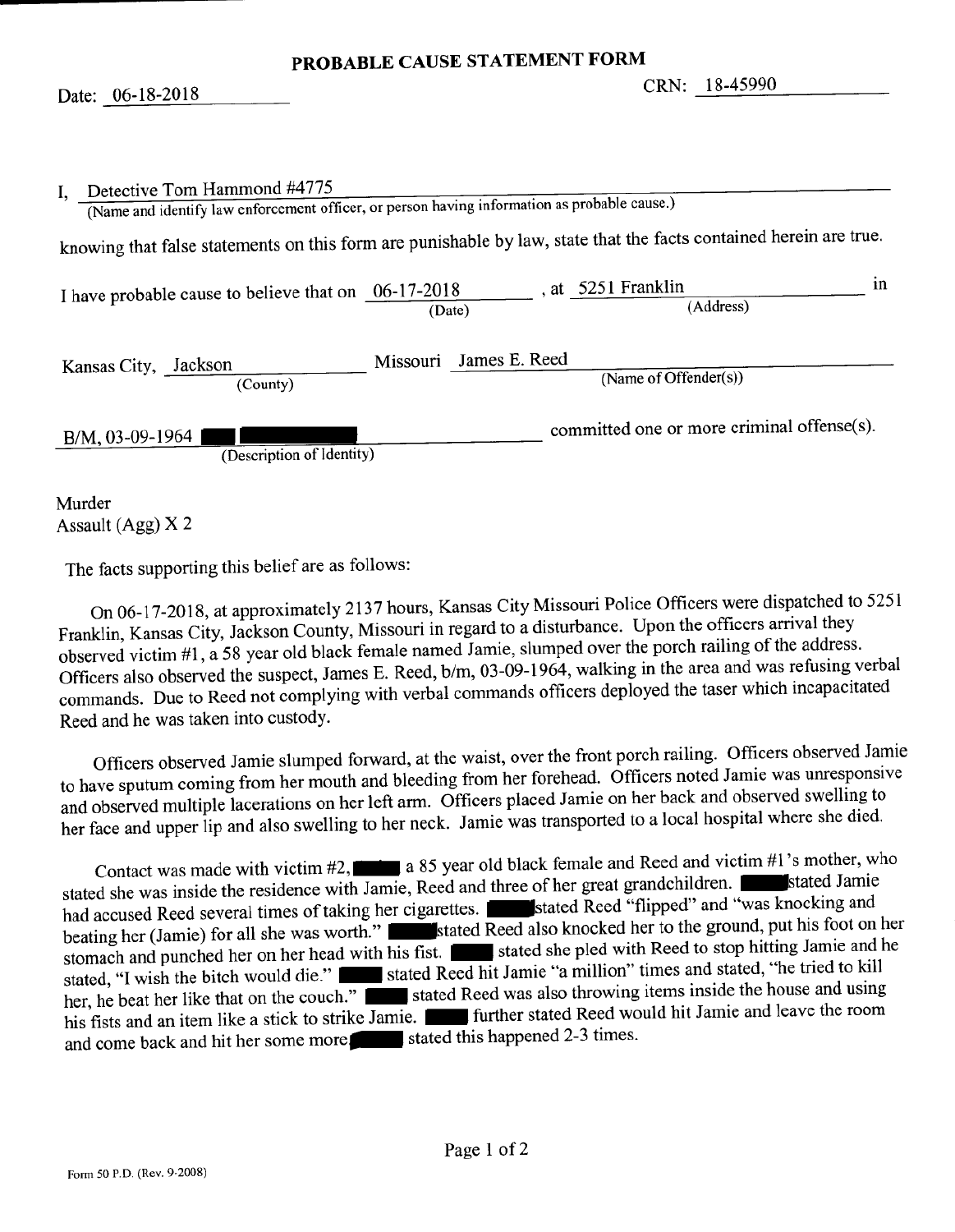# PROBABLE CAUSE STATEMENT FORM

Date: 06-18-2018

CRN: 18-45990

I, Detective Tom Hammond #4775
(Name and identify law enforcement officer, or person having information as probable cause.)

knowing that false statements on this form are punishable by law, state that the facts contained herein are true.

I have probable cause to believe that on 06-17-2018 (Date), at 5251 Franklin (Address) in

Kansas City, Jackson (County) Missouri James E. Reed (Name of Offender(s))

B/M, 03-09-1964 ███ ███████ (Description of Identity) committed one or more criminal offense(s).

Murder
Assault (Agg) X 2

The facts supporting this belief are as follows:

On 06-17-2018, at approximately 2137 hours, Kansas City Missouri Police Officers were dispatched to 5251 Franklin, Kansas City, Jackson County, Missouri in regard to a disturbance. Upon the officers arrival they observed victim #1, a 58 year old black female named Jamie, slumped over the porch railing of the address. Officers also observed the suspect, James E. Reed, b/m, 03-09-1964, walking in the area and was refusing verbal commands. Due to Reed not complying with verbal commands officers deployed the taser which incapacitated Reed and he was taken into custody.

Officers observed Jamie slumped forward, at the waist, over the front porch railing. Officers observed Jamie to have sputum coming from her mouth and bleeding from her forehead. Officers noted Jamie was unresponsive and observed multiple lacerations on her left arm. Officers placed Jamie on her back and observed swelling to her face and upper lip and also swelling to her neck. Jamie was transported to a local hospital where she died.

Contact was made with victim #2, █████ a 85 year old black female and Reed and victim #1's mother, who stated she was inside the residence with Jamie, Reed and three of her great grandchildren. █████ stated Jamie had accused Reed several times of taking her cigarettes. █████ stated Reed "flipped" and "was knocking and beating her (Jamie) for all she was worth." █████ stated Reed also knocked her to the ground, put his foot on her stomach and punched her on her head with his fist. █████ stated she pled with Reed to stop hitting Jamie and he stated, "I wish the bitch would die." █████ stated Reed hit Jamie "a million" times and stated, "he tried to kill her, he beat her like that on the couch." █████ stated Reed was also throwing items inside the house and using his fists and an item like a stick to strike Jamie. █████ further stated Reed would hit Jamie and leave the room and come back and hit her some more. █████ stated this happened 2-3 times.

Form 50 P.D. (Rev. 9-2008)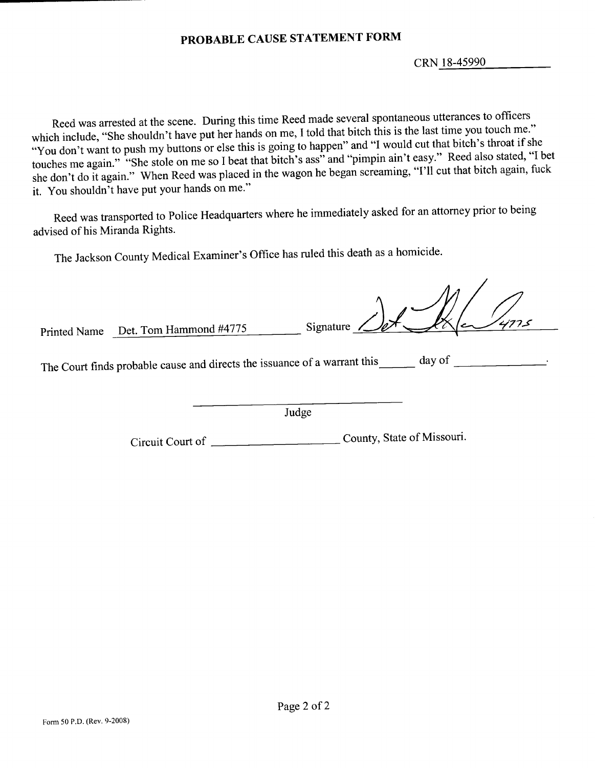## PROBABLE CAUSE STATEMENT FORM

CRN 18-45990

Reed was arrested at the scene. During this time Reed made several spontaneous utterances to officers which include, "She shouldn't have put her hands on me, I told that bitch this is the last time you touch me." "You don't want to push my buttons or else this is going to happen" and "I would cut that bitch's throat if she touches me again." "She stole on me so I beat that bitch's ass" and "pimpin ain't easy." Reed also stated, "I bet she don't do it again." When Reed was placed in the wagon he began screaming, "I'll cut that bitch again, fuck it. You shouldn't have put your hands on me."

Reed was transported to Police Headquarters where he immediately asked for an attorney prior to being advised of his Miranda Rights.

The Jackson County Medical Examiner's Office has ruled this death as a homicide.

Printed Name Det. Tom Hammond #4775 Signature Det. [signature] 4775

The Court finds probable cause and directs the issuance of a warrant this \_\_\_\_\_\_ day of \_\_\_\_\_\_\_\_\_\_\_\_\_\_.

\_\_\_\_\_\_\_\_\_\_\_\_\_\_\_\_\_\_\_\_\_\_\_\_\_\_\_\_\_\_

Judge

Circuit Court of \_\_\_\_\_\_\_\_\_\_\_\_\_\_\_\_\_\_\_\_ County, State of Missouri.

Form 50 P.D. (Rev. 9-2008)